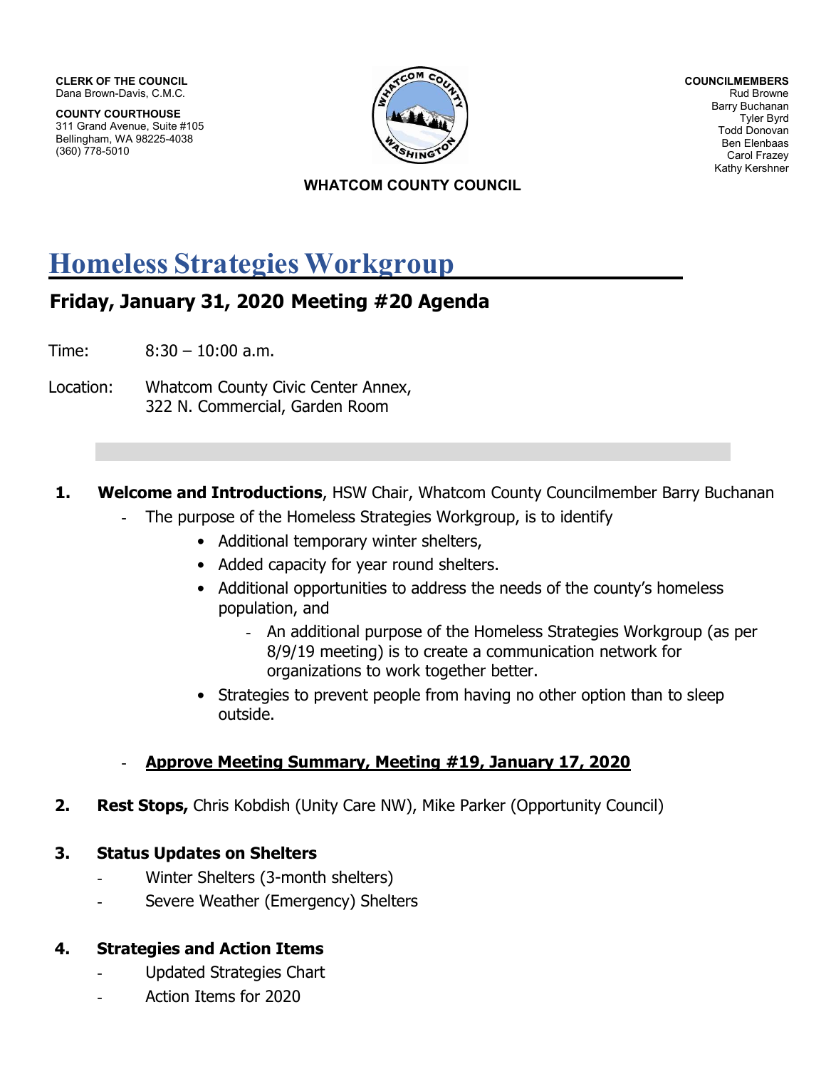**CLERK OF THE COUNCIL**
Dana Brown-Davis, C.M.C.

**COUNTY COURTHOUSE**
311 Grand Avenue, Suite #105
Bellingham, WA 98225-4038
(360) 778-5010

**COUNCILMEMBERS**
Rud Browne
Barry Buchanan
Tyler Byrd
Todd Donovan
Ben Elenbaas
Carol Frazey
Kathy Kershner

**WHATCOM COUNTY COUNCIL**

# Homeless Strategies Workgroup

## Friday, January 31, 2020 Meeting #20 Agenda

Time: 8:30 – 10:00 a.m.

Location: Whatcom County Civic Center Annex,
322 N. Commercial, Garden Room

1. **Welcome and Introductions**, HSW Chair, Whatcom County Councilmember Barry Buchanan
   - The purpose of the Homeless Strategies Workgroup, is to identify
     - Additional temporary winter shelters,
     - Added capacity for year round shelters.
     - Additional opportunities to address the needs of the county's homeless population, and
       - An additional purpose of the Homeless Strategies Workgroup (as per 8/9/19 meeting) is to create a communication network for organizations to work together better.
     - Strategies to prevent people from having no other option than to sleep outside.
   - **Approve Meeting Summary, Meeting #19, January 17, 2020**

2. **Rest Stops,** Chris Kobdish (Unity Care NW), Mike Parker (Opportunity Council)

3. **Status Updates on Shelters**
   - Winter Shelters (3-month shelters)
   - Severe Weather (Emergency) Shelters

4. **Strategies and Action Items**
   - Updated Strategies Chart
   - Action Items for 2020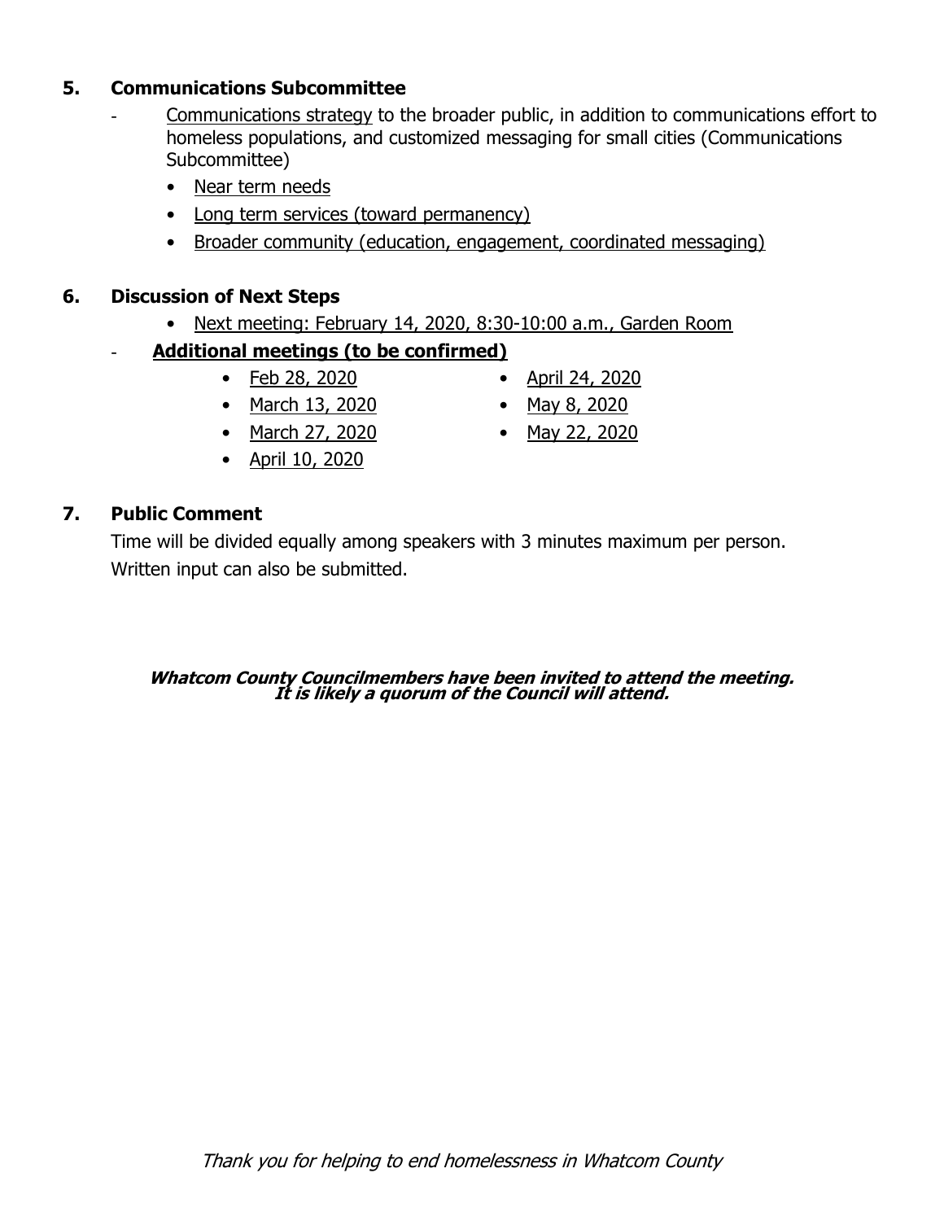## 5. Communications Subcommittee

- Communications strategy to the broader public, in addition to communications effort to homeless populations, and customized messaging for small cities (Communications Subcommittee)
  - Near term needs
  - Long term services (toward permanency)
  - Broader community (education, engagement, coordinated messaging)

## 6. Discussion of Next Steps

- Next meeting: February 14, 2020, 8:30-10:00 a.m., Garden Room

- **Additional meetings (to be confirmed)**
  - Feb 28, 2020
  - March 13, 2020
  - March 27, 2020
  - April 10, 2020
  - April 24, 2020
  - May 8, 2020
  - May 22, 2020

## 7. Public Comment

Time will be divided equally among speakers with 3 minutes maximum per person.
Written input can also be submitted.

***Whatcom County Councilmembers have been invited to attend the meeting. It is likely a quorum of the Council will attend.***

*Thank you for helping to end homelessness in Whatcom County*